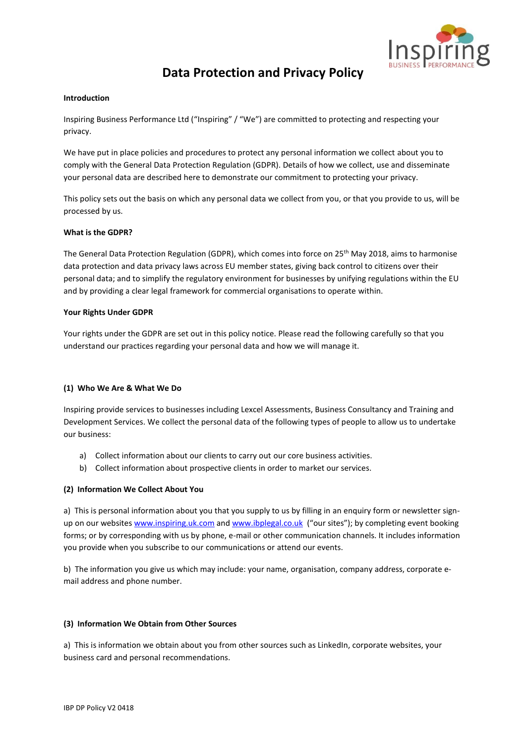# Data Protection and Privacy Policy

**Introduction**

Inspiring Business Performance Ltd ("Inspiring" / "We") are committed to protecting and respecting your privacy.

We have put in place policies and procedures to protect any personal information we collect about you to comply with the General Data Protection Regulation (GDPR). Details of how we collect, use and disseminate your personal data are described here to demonstrate our commitment to protecting your privacy.

This policy sets out the basis on which any personal data we collect from you, or that you provide to us, will be processed by us.

**What is the GDPR?**

The General Data Protection Regulation (GDPR), which comes into force on 25th May 2018, aims to harmonise data protection and data privacy laws across EU member states, giving back control to citizens over their personal data; and to simplify the regulatory environment for businesses by unifying regulations within the EU and by providing a clear legal framework for commercial organisations to operate within.

**Your Rights Under GDPR**

Your rights under the GDPR are set out in this policy notice. Please read the following carefully so that you understand our practices regarding your personal data and how we will manage it.

**(1) Who We Are & What We Do**

Inspiring provide services to businesses including Lexcel Assessments, Business Consultancy and Training and Development Services. We collect the personal data of the following types of people to allow us to undertake our business:

a) Collect information about our clients to carry out our core business activities.
b) Collect information about prospective clients in order to market our services.

**(2) Information We Collect About You**

a) This is personal information about you that you supply to us by filling in an enquiry form or newsletter sign-up on our websites www.inspiring.uk.com and www.ibplegal.co.uk ("our sites"); by completing event booking forms; or by corresponding with us by phone, e-mail or other communication channels. It includes information you provide when you subscribe to our communications or attend our events.

b) The information you give us which may include: your name, organisation, company address, corporate e-mail address and phone number.

**(3) Information We Obtain from Other Sources**

a) This is information we obtain about you from other sources such as LinkedIn, corporate websites, your business card and personal recommendations.

IBP DP Policy V2 0418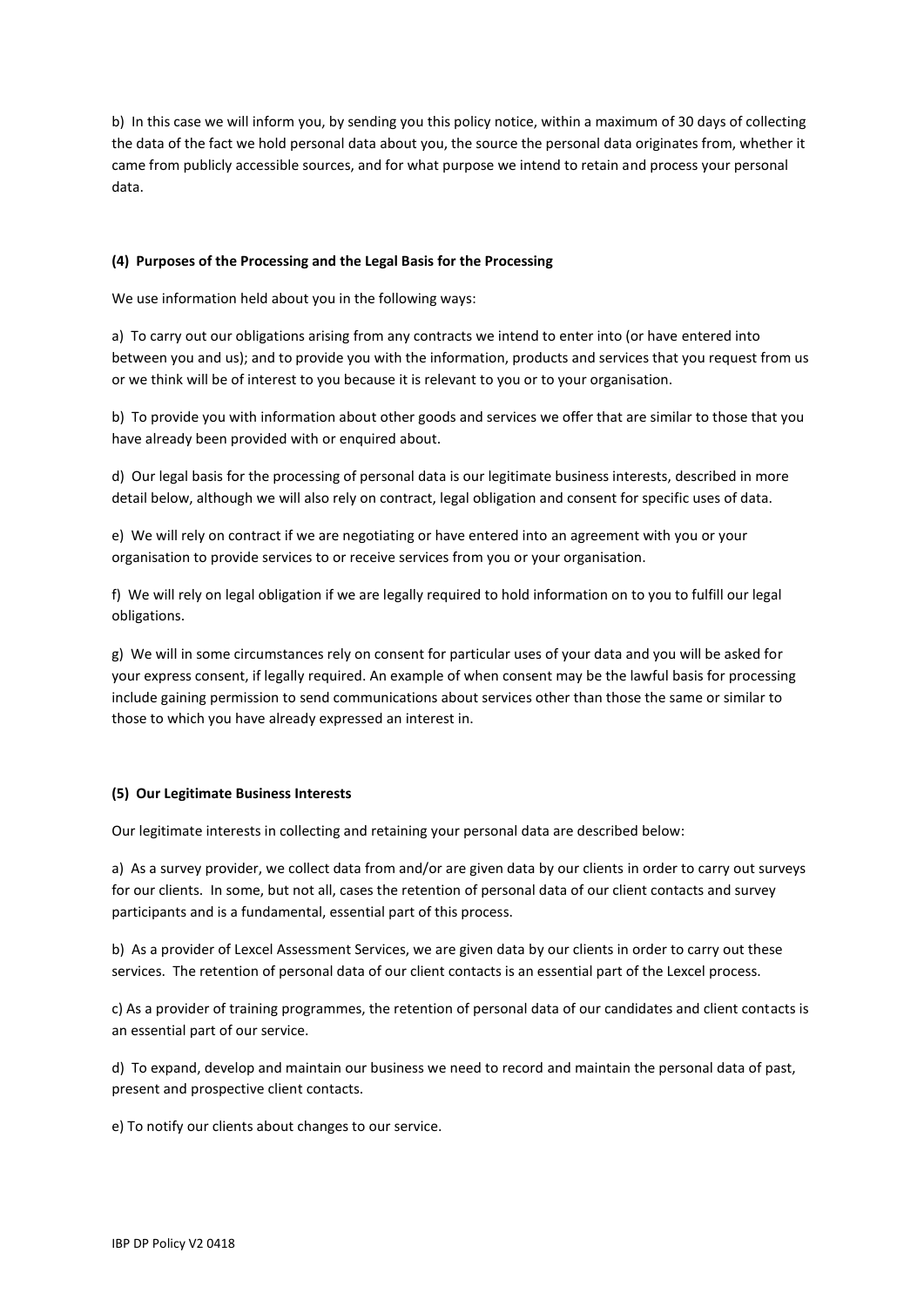b) In this case we will inform you, by sending you this policy notice, within a maximum of 30 days of collecting the data of the fact we hold personal data about you, the source the personal data originates from, whether it came from publicly accessible sources, and for what purpose we intend to retain and process your personal data.

**(4) Purposes of the Processing and the Legal Basis for the Processing**

We use information held about you in the following ways:

a) To carry out our obligations arising from any contracts we intend to enter into (or have entered into between you and us); and to provide you with the information, products and services that you request from us or we think will be of interest to you because it is relevant to you or to your organisation.

b) To provide you with information about other goods and services we offer that are similar to those that you have already been provided with or enquired about.

d) Our legal basis for the processing of personal data is our legitimate business interests, described in more detail below, although we will also rely on contract, legal obligation and consent for specific uses of data.

e) We will rely on contract if we are negotiating or have entered into an agreement with you or your organisation to provide services to or receive services from you or your organisation.

f) We will rely on legal obligation if we are legally required to hold information on to you to fulfill our legal obligations.

g) We will in some circumstances rely on consent for particular uses of your data and you will be asked for your express consent, if legally required. An example of when consent may be the lawful basis for processing include gaining permission to send communications about services other than those the same or similar to those to which you have already expressed an interest in.

**(5) Our Legitimate Business Interests**

Our legitimate interests in collecting and retaining your personal data are described below:

a) As a survey provider, we collect data from and/or are given data by our clients in order to carry out surveys for our clients. In some, but not all, cases the retention of personal data of our client contacts and survey participants and is a fundamental, essential part of this process.

b) As a provider of Lexcel Assessment Services, we are given data by our clients in order to carry out these services. The retention of personal data of our client contacts is an essential part of the Lexcel process.

c) As a provider of training programmes, the retention of personal data of our candidates and client contacts is an essential part of our service.

d) To expand, develop and maintain our business we need to record and maintain the personal data of past, present and prospective client contacts.

e) To notify our clients about changes to our service.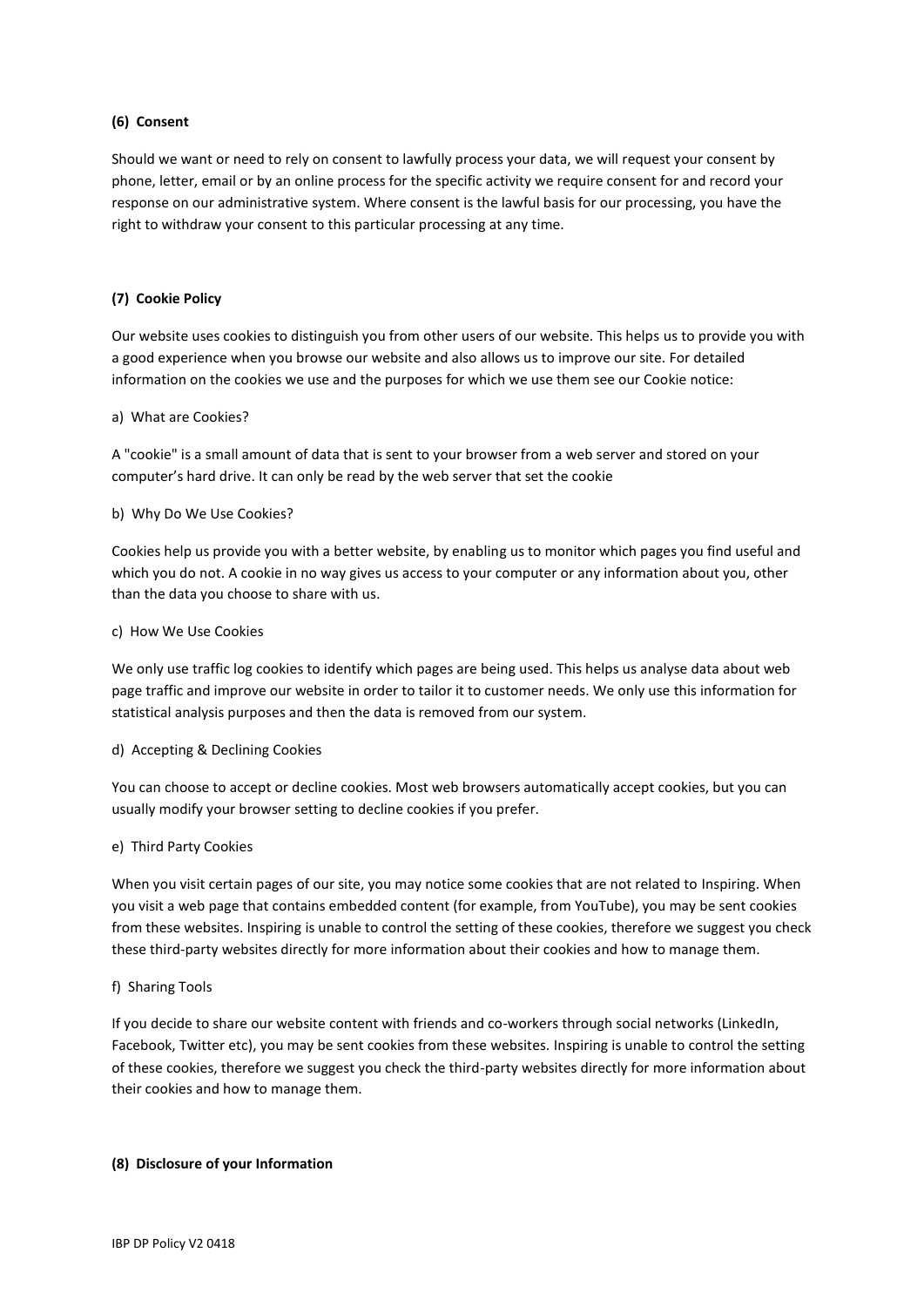**(6) Consent**

Should we want or need to rely on consent to lawfully process your data, we will request your consent by phone, letter, email or by an online process for the specific activity we require consent for and record your response on our administrative system. Where consent is the lawful basis for our processing, you have the right to withdraw your consent to this particular processing at any time.

**(7) Cookie Policy**

Our website uses cookies to distinguish you from other users of our website. This helps us to provide you with a good experience when you browse our website and also allows us to improve our site. For detailed information on the cookies we use and the purposes for which we use them see our Cookie notice:

a) What are Cookies?

A "cookie" is a small amount of data that is sent to your browser from a web server and stored on your computer's hard drive. It can only be read by the web server that set the cookie

b) Why Do We Use Cookies?

Cookies help us provide you with a better website, by enabling us to monitor which pages you find useful and which you do not. A cookie in no way gives us access to your computer or any information about you, other than the data you choose to share with us.

c) How We Use Cookies

We only use traffic log cookies to identify which pages are being used. This helps us analyse data about web page traffic and improve our website in order to tailor it to customer needs. We only use this information for statistical analysis purposes and then the data is removed from our system.

d) Accepting & Declining Cookies

You can choose to accept or decline cookies. Most web browsers automatically accept cookies, but you can usually modify your browser setting to decline cookies if you prefer.

e) Third Party Cookies

When you visit certain pages of our site, you may notice some cookies that are not related to Inspiring. When you visit a web page that contains embedded content (for example, from YouTube), you may be sent cookies from these websites. Inspiring is unable to control the setting of these cookies, therefore we suggest you check these third-party websites directly for more information about their cookies and how to manage them.

f) Sharing Tools

If you decide to share our website content with friends and co-workers through social networks (LinkedIn, Facebook, Twitter etc), you may be sent cookies from these websites. Inspiring is unable to control the setting of these cookies, therefore we suggest you check the third-party websites directly for more information about their cookies and how to manage them.

**(8) Disclosure of your Information**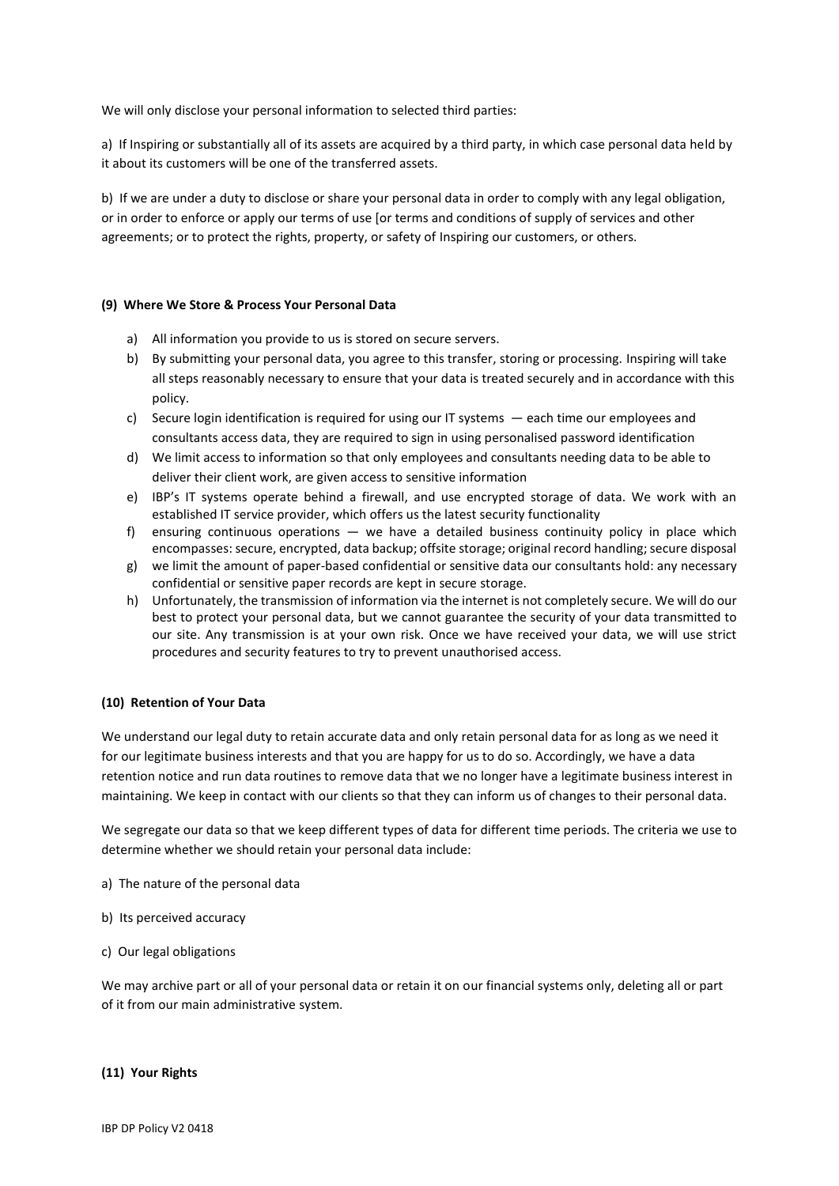We will only disclose your personal information to selected third parties:

a) If Inspiring or substantially all of its assets are acquired by a third party, in which case personal data held by it about its customers will be one of the transferred assets.

b) If we are under a duty to disclose or share your personal data in order to comply with any legal obligation, or in order to enforce or apply our terms of use [or terms and conditions of supply of services and other agreements; or to protect the rights, property, or safety of Inspiring our customers, or others.

**(9) Where We Store & Process Your Personal Data**

a) All information you provide to us is stored on secure servers.
b) By submitting your personal data, you agree to this transfer, storing or processing. Inspiring will take all steps reasonably necessary to ensure that your data is treated securely and in accordance with this policy.
c) Secure login identification is required for using our IT systems — each time our employees and consultants access data, they are required to sign in using personalised password identification
d) We limit access to information so that only employees and consultants needing data to be able to deliver their client work, are given access to sensitive information
e) IBP's IT systems operate behind a firewall, and use encrypted storage of data. We work with an established IT service provider, which offers us the latest security functionality
f) ensuring continuous operations — we have a detailed business continuity policy in place which encompasses: secure, encrypted, data backup; offsite storage; original record handling; secure disposal
g) we limit the amount of paper-based confidential or sensitive data our consultants hold: any necessary confidential or sensitive paper records are kept in secure storage.
h) Unfortunately, the transmission of information via the internet is not completely secure. We will do our best to protect your personal data, but we cannot guarantee the security of your data transmitted to our site. Any transmission is at your own risk. Once we have received your data, we will use strict procedures and security features to try to prevent unauthorised access.

**(10) Retention of Your Data**

We understand our legal duty to retain accurate data and only retain personal data for as long as we need it for our legitimate business interests and that you are happy for us to do so. Accordingly, we have a data retention notice and run data routines to remove data that we no longer have a legitimate business interest in maintaining. We keep in contact with our clients so that they can inform us of changes to their personal data.

We segregate our data so that we keep different types of data for different time periods. The criteria we use to determine whether we should retain your personal data include:

a) The nature of the personal data

b) Its perceived accuracy

c) Our legal obligations

We may archive part or all of your personal data or retain it on our financial systems only, deleting all or part of it from our main administrative system.

**(11) Your Rights**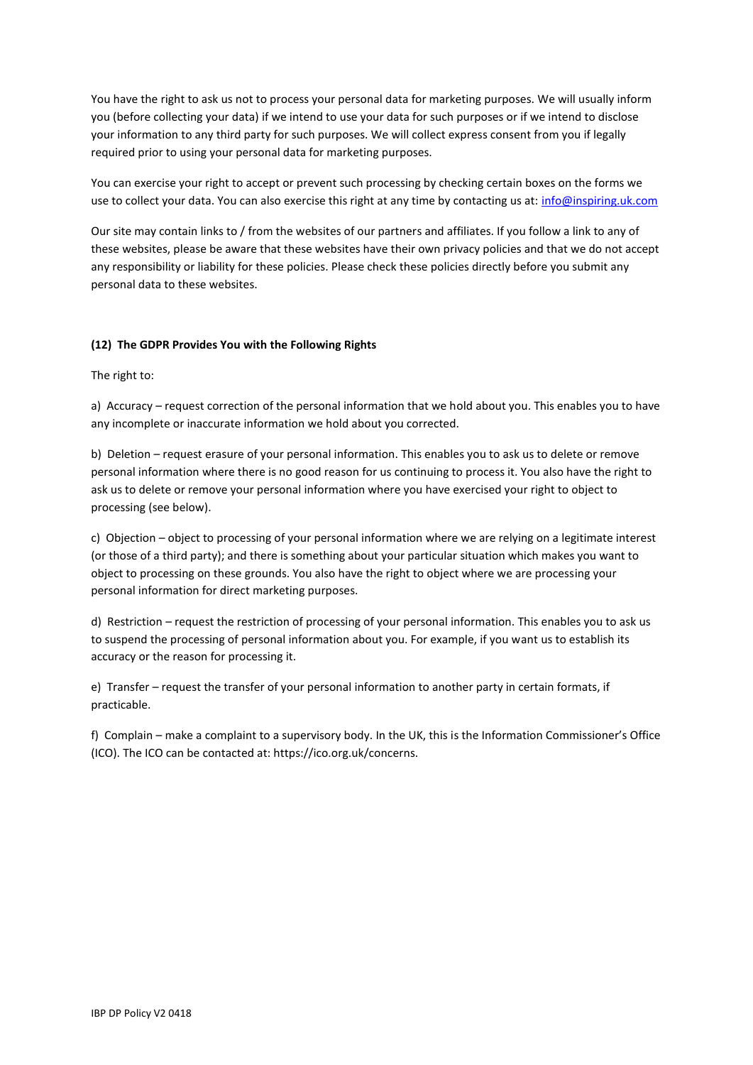You have the right to ask us not to process your personal data for marketing purposes. We will usually inform you (before collecting your data) if we intend to use your data for such purposes or if we intend to disclose your information to any third party for such purposes. We will collect express consent from you if legally required prior to using your personal data for marketing purposes.

You can exercise your right to accept or prevent such processing by checking certain boxes on the forms we use to collect your data. You can also exercise this right at any time by contacting us at: [info@inspiring.uk.com](mailto:info@inspiring.uk.com)

Our site may contain links to / from the websites of our partners and affiliates. If you follow a link to any of these websites, please be aware that these websites have their own privacy policies and that we do not accept any responsibility or liability for these policies. Please check these policies directly before you submit any personal data to these websites.

**(12) The GDPR Provides You with the Following Rights**

The right to:

a) Accuracy – request correction of the personal information that we hold about you. This enables you to have any incomplete or inaccurate information we hold about you corrected.

b) Deletion – request erasure of your personal information. This enables you to ask us to delete or remove personal information where there is no good reason for us continuing to process it. You also have the right to ask us to delete or remove your personal information where you have exercised your right to object to processing (see below).

c) Objection – object to processing of your personal information where we are relying on a legitimate interest (or those of a third party); and there is something about your particular situation which makes you want to object to processing on these grounds. You also have the right to object where we are processing your personal information for direct marketing purposes.

d) Restriction – request the restriction of processing of your personal information. This enables you to ask us to suspend the processing of personal information about you. For example, if you want us to establish its accuracy or the reason for processing it.

e) Transfer – request the transfer of your personal information to another party in certain formats, if practicable.

f) Complain – make a complaint to a supervisory body. In the UK, this is the Information Commissioner's Office (ICO). The ICO can be contacted at: https://ico.org.uk/concerns.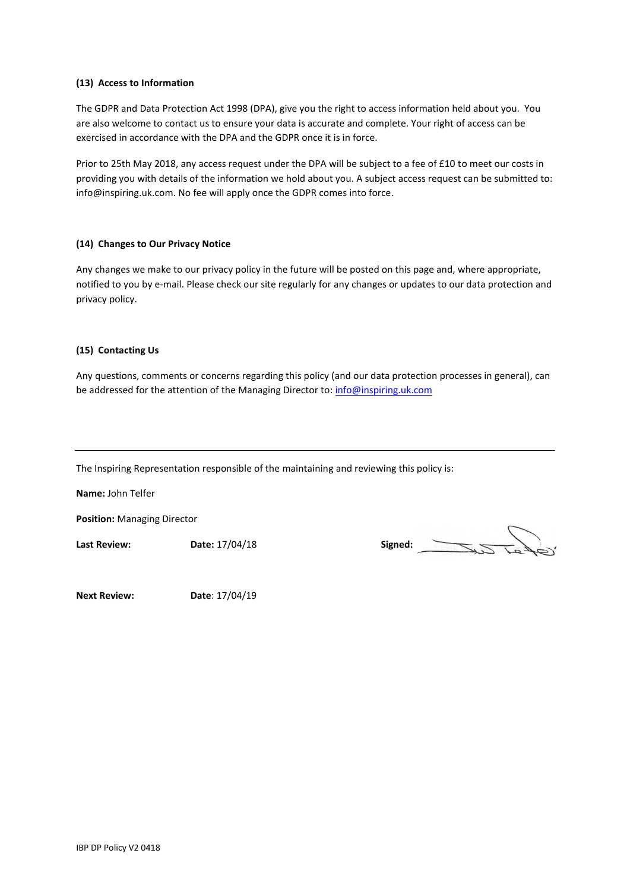**(13) Access to Information**

The GDPR and Data Protection Act 1998 (DPA), give you the right to access information held about you. You are also welcome to contact us to ensure your data is accurate and complete. Your right of access can be exercised in accordance with the DPA and the GDPR once it is in force.

Prior to 25th May 2018, any access request under the DPA will be subject to a fee of £10 to meet our costs in providing you with details of the information we hold about you. A subject access request can be submitted to: info@inspiring.uk.com. No fee will apply once the GDPR comes into force.

**(14) Changes to Our Privacy Notice**

Any changes we make to our privacy policy in the future will be posted on this page and, where appropriate, notified to you by e-mail. Please check our site regularly for any changes or updates to our data protection and privacy policy.

**(15) Contacting Us**

Any questions, comments or concerns regarding this policy (and our data protection processes in general), can be addressed for the attention of the Managing Director to: info@inspiring.uk.com

---

The Inspiring Representation responsible of the maintaining and reviewing this policy is:

**Name:** John Telfer

**Position:** Managing Director

**Last Review:** **Date:** 17/04/18 **Signed:**

**Next Review:** **Date**: 17/04/19

IBP DP Policy V2 0418